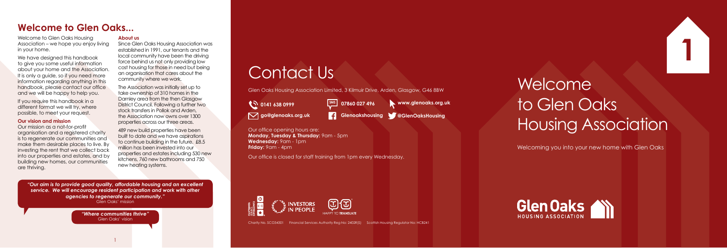## Welcome to Glen Oaks...

Welcome to Glen Oaks Housing Association – we hope you enjoy living in your home.

We have designed this handbook to give you some useful information about your home and the Association. It is only a guide, so if you need more information regarding anything in this handbook, please contact our office and we will be happy to help you.

If you require this handbook in a different format we will try, where possible, to meet your request.

**Our vision and mission**

Our mission as a not-for-profit organisation and a registered charity is to regenerate our communities and make them desirable places to live. By investing the rent that we collect back into our properties and estates, and by building new homes, our communities are thriving.

**About us**

Since Glen Oaks Housing Association was established in 1991, our tenants and the local community have been the driving force behind us not only providing low cost housing for those in need but being an organisation that cares about the community where we work.

The Association was initially set up to take ownership of 310 homes in the Darnley area from the then Glasgow District Council. Following a further two stock transfers in Pollok and Arden, the Association now owns over 1300 properties across our three areas.

489 new build properties have been built to date and we have aspirations to continue building in the future. £8.5 million has been invested into our properties and estates including 530 new kitchens, 760 new bathrooms and 750 new heating systems.

***"Our aim is to provide good quality, affordable housing and an excellent service. We will encourage resident participation and work with other agencies to regenerate our community."***
Glen Oaks' mission

***"Where communities thrive"***
Glen Oaks' vision

# Contact Us

Glen Oaks Housing Association Limited, 3 Kilmuir Drive, Arden, Glasgow, G46 8BW

**0141 638 0999**
**07860 027 496**
**www.glenoaks.org.uk**
**go@glenoaks.org.uk**
**Glenoakshousing**
**@GlenOaksHousing**

Our office opening hours are:
**Monday, Tuesday & Thursday:** 9am - 5pm
**Wednesday:** 9am - 1pm
**Friday:** 9am - 4pm

Our office is closed for staff training from 1pm every Wednesday.

INVESTORS IN PEOPLE

HAPPY TO TRANSLATE

Charity No. SCO34301  Financial Services Authority Reg No: 2402R(S)  Scottish Housing Regulator No: HCB241

# Welcome to Glen Oaks Housing Association

Welcoming you into your new home with Glen Oaks

Glen Oaks HOUSING ASSOCIATION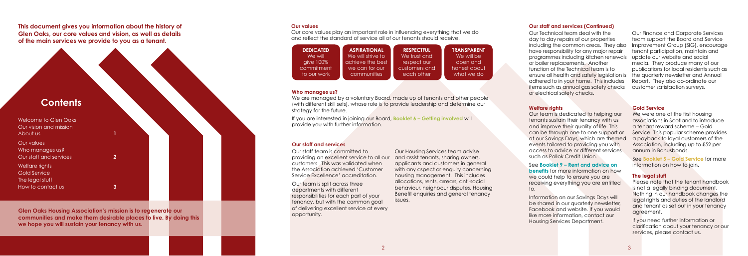**This document gives you information about the history of Glen Oaks, our core values and vision, as well as details of the main services we provide to you as a tenant.**

# Contents

| | |
|---|---|
| Welcome to Glen Oaks<br>Our vision and mission<br>About us | 1 |
| Our values<br>Who manages us?<br>Our staff and services | 2 |
| Welfare rights<br>Gold Service<br>The legal stuff<br>How to contact us | 3 |

**Glen Oaks Housing Association's mission is to regenerate our communities and make them desirable places to live. By doing this we hope you will sustain your tenancy with us.**

### Our values

Our core values play an important role in influencing everything that we do and reflect the standard of service all of our tenants should receive.

| DEDICATED | ASPIRATIONAL | RESPECTFUL | TRANSPARENT |
|---|---|---|---|
| We will give 100% commitment to our work | We will strive to achieve the best we can for our communities | We trust and respect our customers and each other | We will be open and honest about what we do |

### Who manages us?

We are managed by a voluntary Board, made up of tenants and other people (with different skill sets), whose role is to provide leadership and determine our strategy for the future.

If you are interested in joining our Board, **Booklet 6 – Getting involved** will provide you with further information.

### Our staff and services

Our staff team is committed to providing an excellent service to all our customers. This was validated when the Association achieved 'Customer Service Excellence' accreditation.

Our team is split across three departments with different responsibilities for each part of your tenancy, but with the common goal of delivering excellent service at every opportunity.

Our Housing Services team advise and assist tenants, sharing owners, applicants and customers in general with any aspect or enquiry concerning housing management. This includes allocations, rents, arrears, anti-social behaviour, neighbour disputes, Housing Benefit enquiries and general tenancy issues.

### Our staff and services (Continued)

Our Technical team deal with the day to day repairs of our properties including the common areas. They also have responsibility for any major repair programmes including kitchen renewals or boiler replacements. Another function of the Technical team is to ensure all health and safety legislation is adhered to in your home. This includes items such as annual gas safety checks or electrical safety checks.

Our Finance and Corporate Services team support the Board and Service Improvement Group (SIG), encourage tenant participation, maintain and update our website and social media. They produce many of our publications for local residents such as the quarterly newsletter and Annual Report. They also co-ordinate our customer satisfaction surveys.

### Welfare rights

Our team is dedicated to helping our tenants sustain their tenancy with us and improve their quality of life. This can be through one to one support or at our Savings Days, which are themed events tailored to providing you with access to advice or different services such as Pollok Credit Union.

See **Booklet 9 – Rent and advice on benefits** for more information on how we could help to ensure you are receiving everything you are entitled to.

Information on our Savings Days will be shared in our quarterly newsletter, Facebook and website. If you would like more information, contact our Housing Services Department.

### Gold Service

We were one of the first housing associations in Scotland to introduce a tenant reward scheme – Gold Service. This popular scheme provides a payback to loyal customers of the Association, including up to £52 per annum in Bonusbonds.

See **Booklet 5 – Gold Service** for more information on how to join.

### The legal stuff

Please note that the tenant handbook is not a legally binding document. Nothing in our handbook changes the legal rights and duties of the landlord and tenant as set out in your tenancy agreement.

If you need further information or clarification about your tenancy or our services, please contact us.